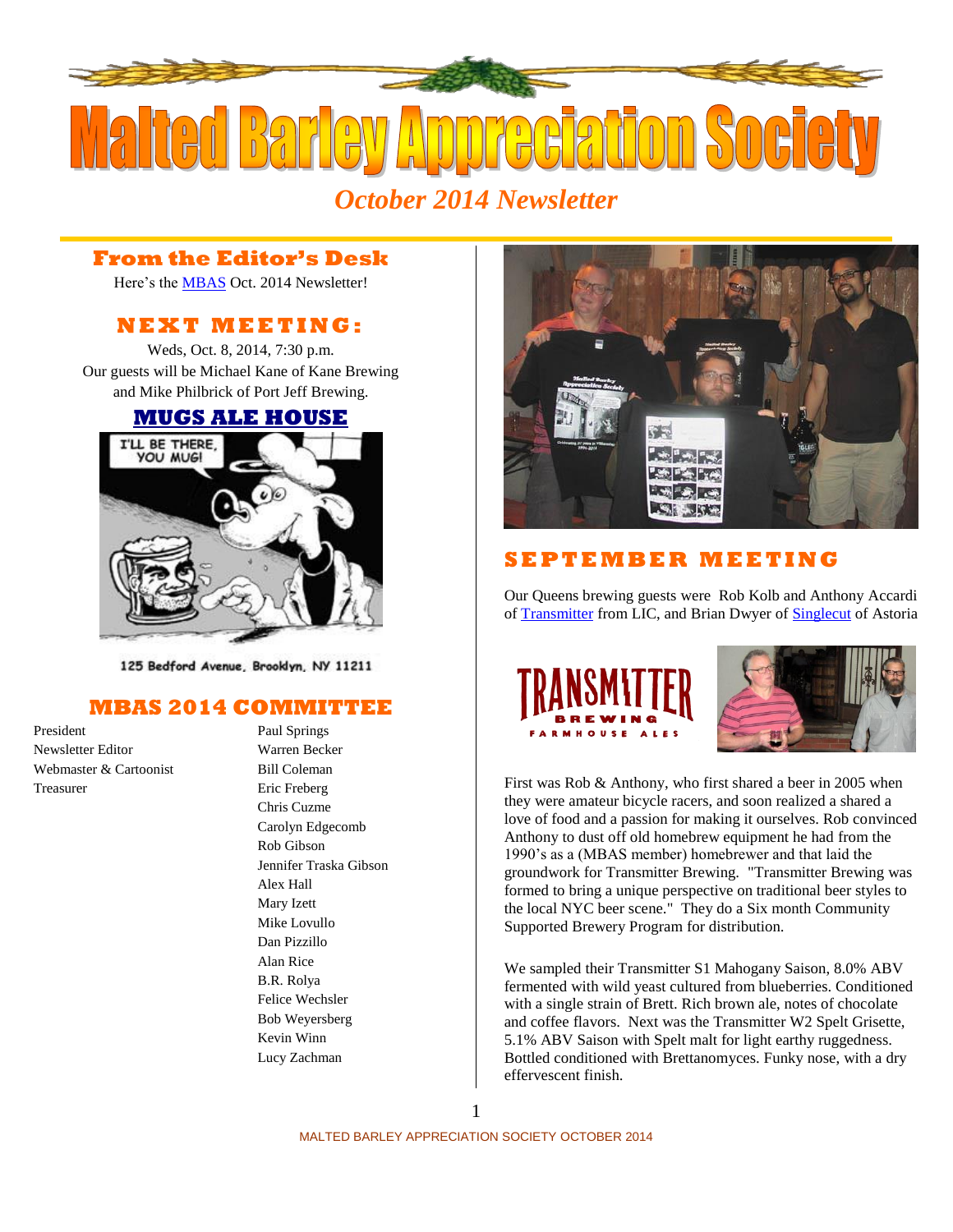# Malted Barley Appreciation Society

*October 2014 Newsletter*

## From the Editor's Desk

Here's the [MBAS](#) Oct. 2014 Newsletter!

## NEXT MEETING:

Weds, Oct. 8, 2014, 7:30 p.m.
Our guests will be Michael Kane of Kane Brewing and Mike Philbrick of Port Jeff Brewing.

## [MUGS ALE HOUSE](#)

125 Bedford Avenue, Brooklyn, NY 11211

## MBAS 2014 COMMITTEE

| Role | Name |
|---|---|
| President | Paul Springs |
| Newsletter Editor | Warren Becker |
| Webmaster & Cartoonist | Bill Coleman |
| Treasurer | Eric Freberg |
| | Chris Cuzme |
| | Carolyn Edgecomb |
| | Rob Gibson |
| | Jennifer Traska Gibson |
| | Alex Hall |
| | Mary Izett |
| | Mike Lovullo |
| | Dan Pizzillo |
| | Alan Rice |
| | B.R. Rolya |
| | Felice Wechsler |
| | Bob Weyersberg |
| | Kevin Winn |
| | Lucy Zachman |

## SEPTEMBER MEETING

Our Queens brewing guests were Rob Kolb and Anthony Accardi of [Transmitter](#) from LIC, and Brian Dwyer of [Singlecut](#) of Astoria

First was Rob & Anthony, who first shared a beer in 2005 when they were amateur bicycle racers, and soon realized a shared a love of food and a passion for making it ourselves. Rob convinced Anthony to dust off old homebrew equipment he had from the 1990's as a (MBAS member) homebrewer and that laid the groundwork for Transmitter Brewing. "Transmitter Brewing was formed to bring a unique perspective on traditional beer styles to the local NYC beer scene." They do a Six month Community Supported Brewery Program for distribution.

We sampled their Transmitter S1 Mahogany Saison, 8.0% ABV fermented with wild yeast cultured from blueberries. Conditioned with a single strain of Brett. Rich brown ale, notes of chocolate and coffee flavors. Next was the Transmitter W2 Spelt Grisette, 5.1% ABV Saison with Spelt malt for light earthy ruggedness. Bottled conditioned with Brettanomyces. Funky nose, with a dry effervescent finish.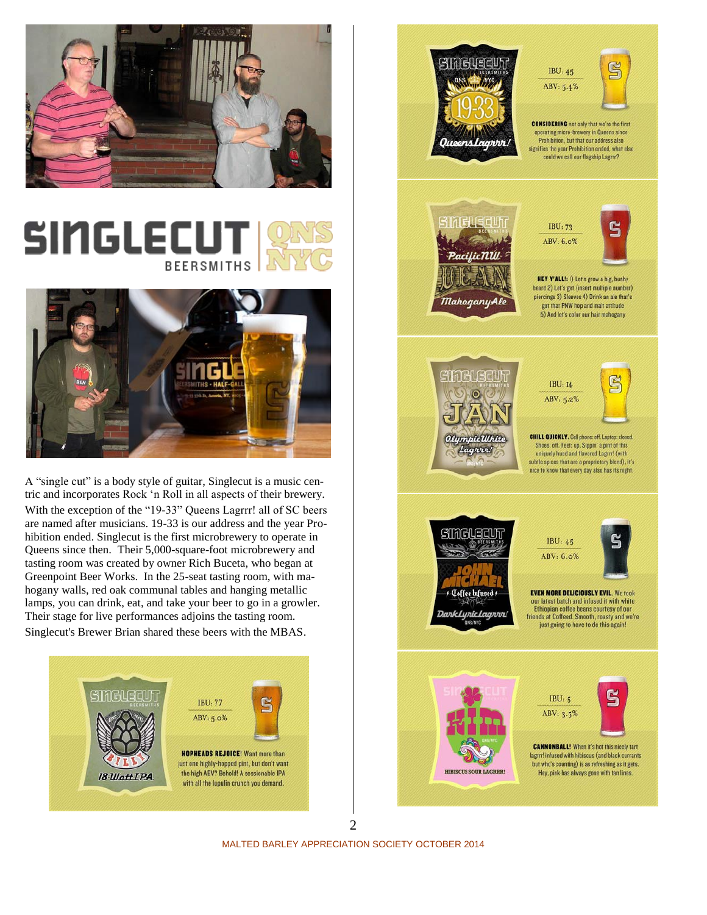# SINGLECUT BEERSMITHS QNS NYC

A "single cut" is a body style of guitar, Singlecut is a music centric and incorporates Rock 'n Roll in all aspects of their brewery. With the exception of the "19-33" Queens Lagrrr! all of SC beers are named after musicians. 19-33 is our address and the year Prohibition ended. Singlecut is the first microbrewery to operate in Queens since then. Their 5,000-square-foot microbrewery and tasting room was created by owner Rich Buceta, who began at Greenpoint Beer Works. In the 25-seat tasting room, with mahogany walls, red oak communal tables and hanging metallic lamps, you can drink, eat, and take your beer to go in a growler. Their stage for live performances adjoins the tasting room. Singlecut's Brewer Brian shared these beers with the MBAS.

**Billy 18-Watt IPA**
IBU: 77
ABV: 5.0%

**HOPHEADS REJOICE!** Want more than just one highly-hopped pint, but don't want the high ABV? Behold! A sessionable IPA with all the lupulin crunch you demand.

**19-33 Queens Lagrrr!**
IBU: 45
ABV: 5.4%

**CONSIDERING** not only that we're the first operating micro-brewery in Queens since Prohibition, but that our address also signifies the year Prohibition ended, what else could we call our flagship Lagrrr?

**Dean Pacific NW Mahogany Ale**
IBU: 73
ABV: 6.0%

**HEY Y'ALL!:** 1) Let's grow a big, bushy beard 2) Let's get (insert multiple number) piercings 3) Sleeves 4) Drink an ale that's got that PNW hop and malt attitude 5) And let's color our hair mahogany

**Jan Olympic White Lagrrr!**
IBU: 14
ABV: 5.2%

**CHILL QUICKLY.** Cell phone: off. Laptop: closed. Shoes: off. Feet: up. Sippin' a pint of this uniquely hued and flavored Lagrrr! (with subtle spices that are a proprietary blend), it's nice to know that every day also has its night.

**John Michael Coffee Infused Dark Lyric Lagrrr!**
IBU: 45
ABV: 6.0%

**EVEN MORE DELICIOUSLY EVIL.** We took our latest batch and infused it with white Ethiopian coffee beans courtesy of our friends at Coffeed. Smooth, roasty and we're just going to have to do this again!

**Kim Hibiscus Sour Lagrrr!**
IBU: 5
ABV: 3.5%

**CANNONBALL!** When it's hot this nicely tart lagrrr! infused with hibiscus (and black currants but who's counting) is as refreshing as it gets. Hey, pink has always gone with tan lines.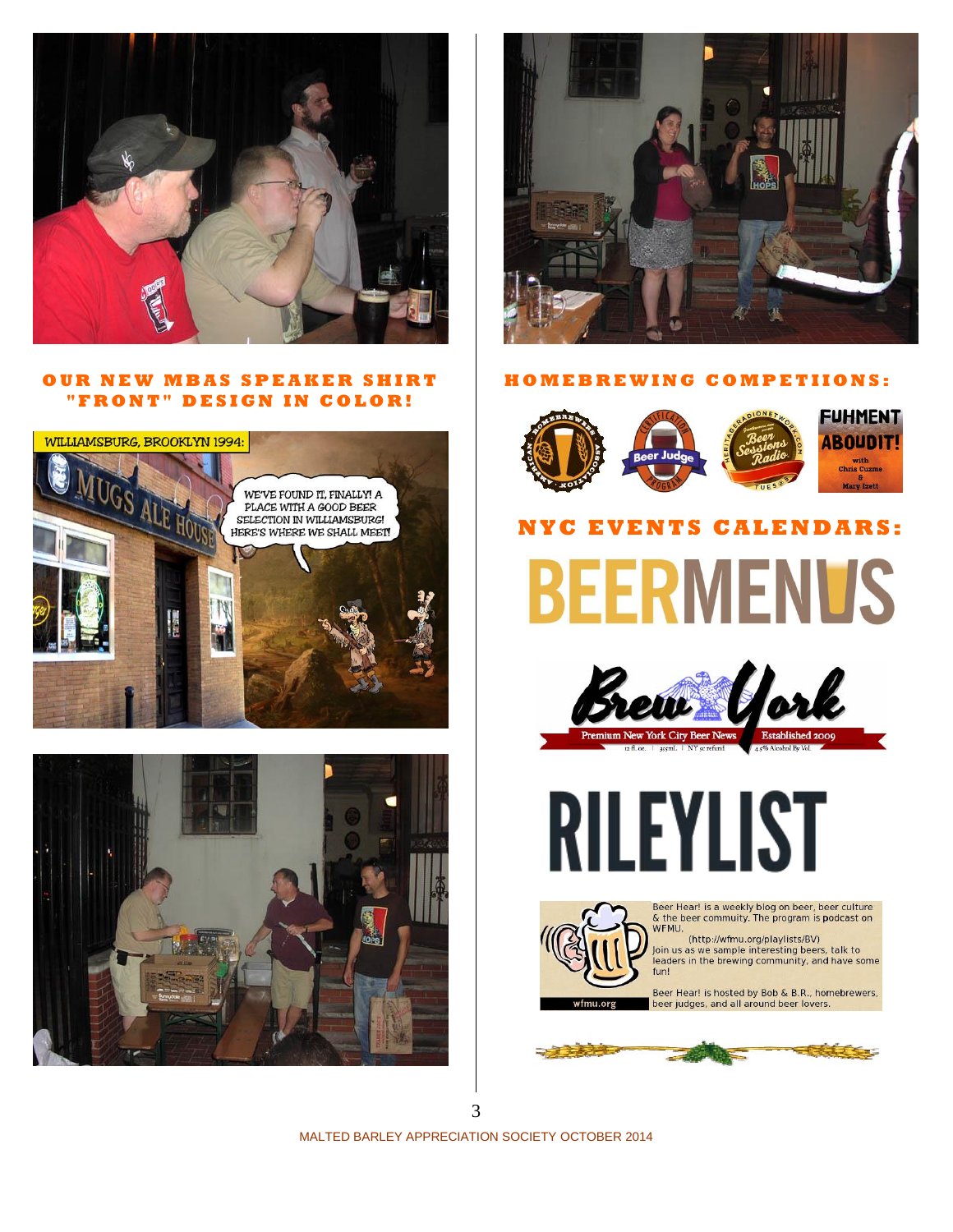## OUR NEW MBAS SPEAKER SHIRT "FRONT" DESIGN IN COLOR!

WILLIAMSBURG, BROOKLYN 1994:

WE'VE FOUND IT, FINALLY! A PLACE WITH A GOOD BEER SELECTION IN WILLIAMSBURG! HERE'S WHERE WE SHALL MEET!

## HOMEBREWING COMPETIIONS:

## NYC EVENTS CALENDARS:

BEERMENUS

Brew York — Premium New York City Beer News — Established 2009

RILEYLIST

Beer Hear! is a weekly blog on beer, beer culture & the beer community. The program is podcast on WFMU.
(http://wfmu.org/playlists/BV)
Join us as we sample interesting beers, talk to leaders in the brewing community, and have some fun!

Beer Hear! is hosted by Bob & B.R., homebrewers, beer judges, and all around beer lovers.

wfmu.org

MALTED BARLEY APPRECIATION SOCIETY OCTOBER 2014